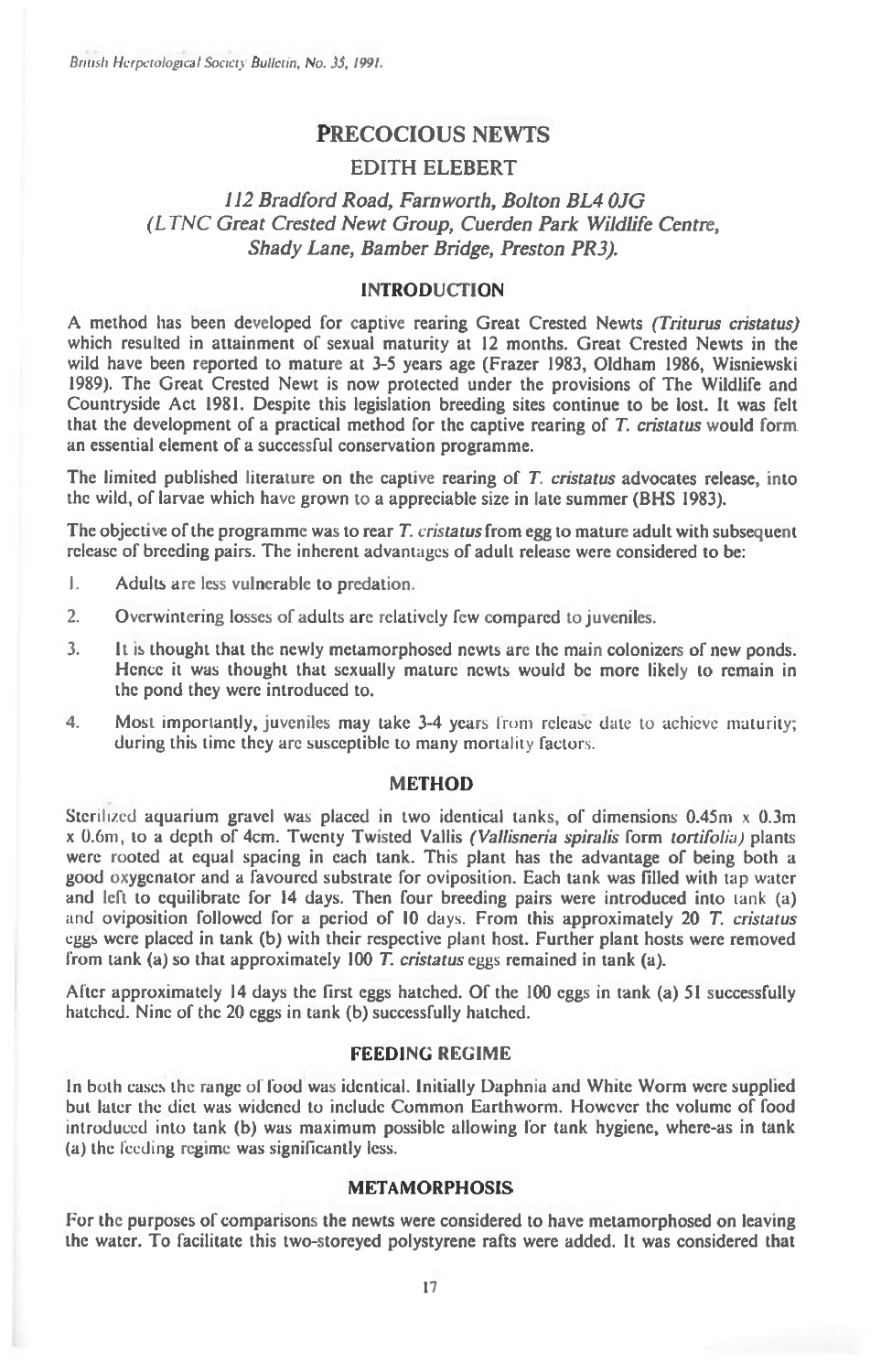# PRECOCIOUS NEWTS

## EDITH ELEBERT

*112 Bradford Road, Farnworth, Bolton BL4 0JG*
*(LTNC Great Crested Newt Group, Cuerden Park Wildlife Centre, Shady Lane, Bamber Bridge, Preston PR3).*

### INTRODUCTION

A method has been developed for captive rearing Great Crested Newts *(Triturus cristatus)* which resulted in attainment of sexual maturity at 12 months. Great Crested Newts in the wild have been reported to mature at 3-5 years age (Frazer 1983, Oldham 1986, Wisniewski 1989). The Great Crested Newt is now protected under the provisions of The Wildlife and Countryside Act 1981. Despite this legislation breeding sites continue to be lost. It was felt that the development of a practical method for the captive rearing of *T. cristatus* would form an essential element of a successful conservation programme.

The limited published literature on the captive rearing of *T. cristatus* advocates release, into the wild, of larvae which have grown to a appreciable size in late summer (BHS 1983).

The objective of the programme was to rear *T. cristatus* from egg to mature adult with subsequent release of breeding pairs. The inherent advantages of adult release were considered to be:

1. Adults are less vulnerable to predation.
2. Overwintering losses of adults are relatively few compared to juveniles.
3. It is thought that the newly metamorphosed newts are the main colonizers of new ponds. Hence it was thought that sexually mature newts would be more likely to remain in the pond they were introduced to.
4. Most importantly, juveniles may take 3-4 years from release date to achieve maturity; during this time they are susceptible to many mortality factors.

### METHOD

Sterilized aquarium gravel was placed in two identical tanks, of dimensions 0.45m x 0.3m x 0.6m, to a depth of 4cm. Twenty Twisted Vallis *(Vallisneria spiralis* form *tortifolia)* plants were rooted at equal spacing in each tank. This plant has the advantage of being both a good oxygenator and a favoured substrate for oviposition. Each tank was filled with tap water and left to equilibrate for 14 days. Then four breeding pairs were introduced into tank (a) and oviposition followed for a period of 10 days. From this approximately 20 *T. cristatus* eggs were placed in tank (b) with their respective plant host. Further plant hosts were removed from tank (a) so that approximately 100 *T. cristatus* eggs remained in tank (a).

After approximately 14 days the first eggs hatched. Of the 100 eggs in tank (a) 51 successfully hatched. Nine of the 20 eggs in tank (b) successfully hatched.

### FEEDING REGIME

In both cases the range of food was identical. Initially Daphnia and White Worm were supplied but later the diet was widened to include Common Earthworm. However the volume of food introduced into tank (b) was maximum possible allowing for tank hygiene, where-as in tank (a) the feeding regime was significantly less.

### METAMORPHOSIS

For the purposes of comparisons the newts were considered to have metamorphosed on leaving the water. To facilitate this two-storeyed polystyrene rafts were added. It was considered that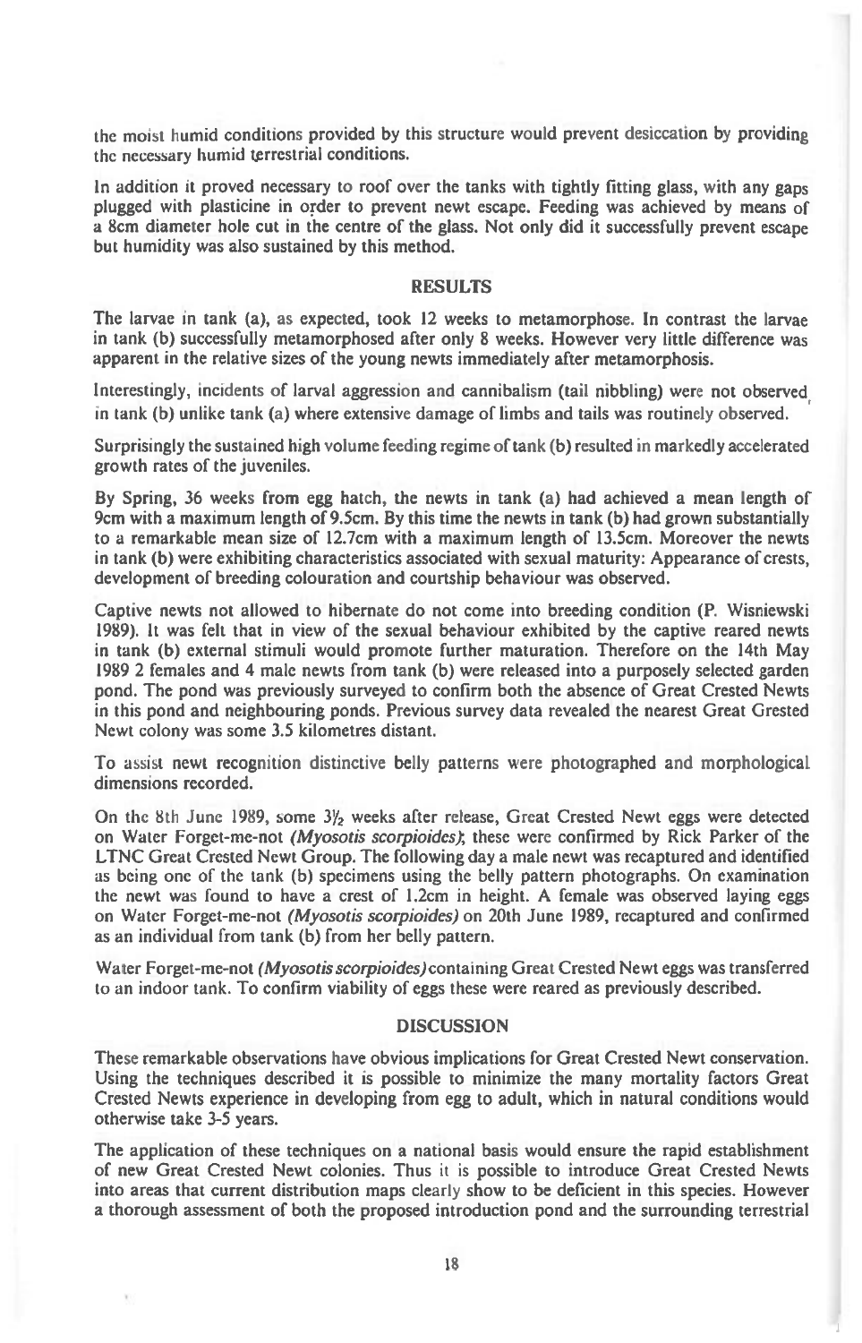the moist humid conditions provided by this structure would prevent desiccation by providing the necessary humid terrestrial conditions.

In addition it proved necessary to roof over the tanks with tightly fitting glass, with any gaps plugged with plasticine in order to prevent newt escape. Feeding was achieved by means of a 8cm diameter hole cut in the centre of the glass. Not only did it successfully prevent escape but humidity was also sustained by this method.

## RESULTS

The larvae in tank (a), as expected, took 12 weeks to metamorphose. In contrast the larvae in tank (b) successfully metamorphosed after only 8 weeks. However very little difference was apparent in the relative sizes of the young newts immediately after metamorphosis.

Interestingly, incidents of larval aggression and cannibalism (tail nibbling) were not observed in tank (b) unlike tank (a) where extensive damage of limbs and tails was routinely observed.

Surprisingly the sustained high volume feeding regime of tank (b) resulted in markedly accelerated growth rates of the juveniles.

By Spring, 36 weeks from egg hatch, the newts in tank (a) had achieved a mean length of 9cm with a maximum length of 9.5cm. By this time the newts in tank (b) had grown substantially to a remarkable mean size of 12.7cm with a maximum length of 13.5cm. Moreover the newts in tank (b) were exhibiting characteristics associated with sexual maturity: Appearance of crests, development of breeding colouration and courtship behaviour was observed.

Captive newts not allowed to hibernate do not come into breeding condition (P. Wisniewski 1989). It was felt that in view of the sexual behaviour exhibited by the captive reared newts in tank (b) external stimuli would promote further maturation. Therefore on the 14th May 1989 2 females and 4 male newts from tank (b) were released into a purposely selected garden pond. The pond was previously surveyed to confirm both the absence of Great Crested Newts in this pond and neighbouring ponds. Previous survey data revealed the nearest Great Grested Newt colony was some 3.5 kilometres distant.

To assist newt recognition distinctive belly patterns were photographed and morphological dimensions recorded.

On the 8th June 1989, some 3½ weeks after release, Great Crested Newt eggs were detected on Water Forget-me-not *(Myosotis scorpioides)*; these were confirmed by Rick Parker of the LTNC Great Crested Newt Group. The following day a male newt was recaptured and identified as being one of the tank (b) specimens using the belly pattern photographs. On examination the newt was found to have a crest of 1.2cm in height. A female was observed laying eggs on Water Forget-me-not *(Myosotis scorpioides)* on 20th June 1989, recaptured and confirmed as an individual from tank (b) from her belly pattern.

Water Forget-me-not *(Myosotis scorpioides)* containing Great Crested Newt eggs was transferred to an indoor tank. To confirm viability of eggs these were reared as previously described.

## DISCUSSION

These remarkable observations have obvious implications for Great Crested Newt conservation. Using the techniques described it is possible to minimize the many mortality factors Great Crested Newts experience in developing from egg to adult, which in natural conditions would otherwise take 3-5 years.

The application of these techniques on a national basis would ensure the rapid establishment of new Great Crested Newt colonies. Thus it is possible to introduce Great Crested Newts into areas that current distribution maps clearly show to be deficient in this species. However a thorough assessment of both the proposed introduction pond and the surrounding terrestrial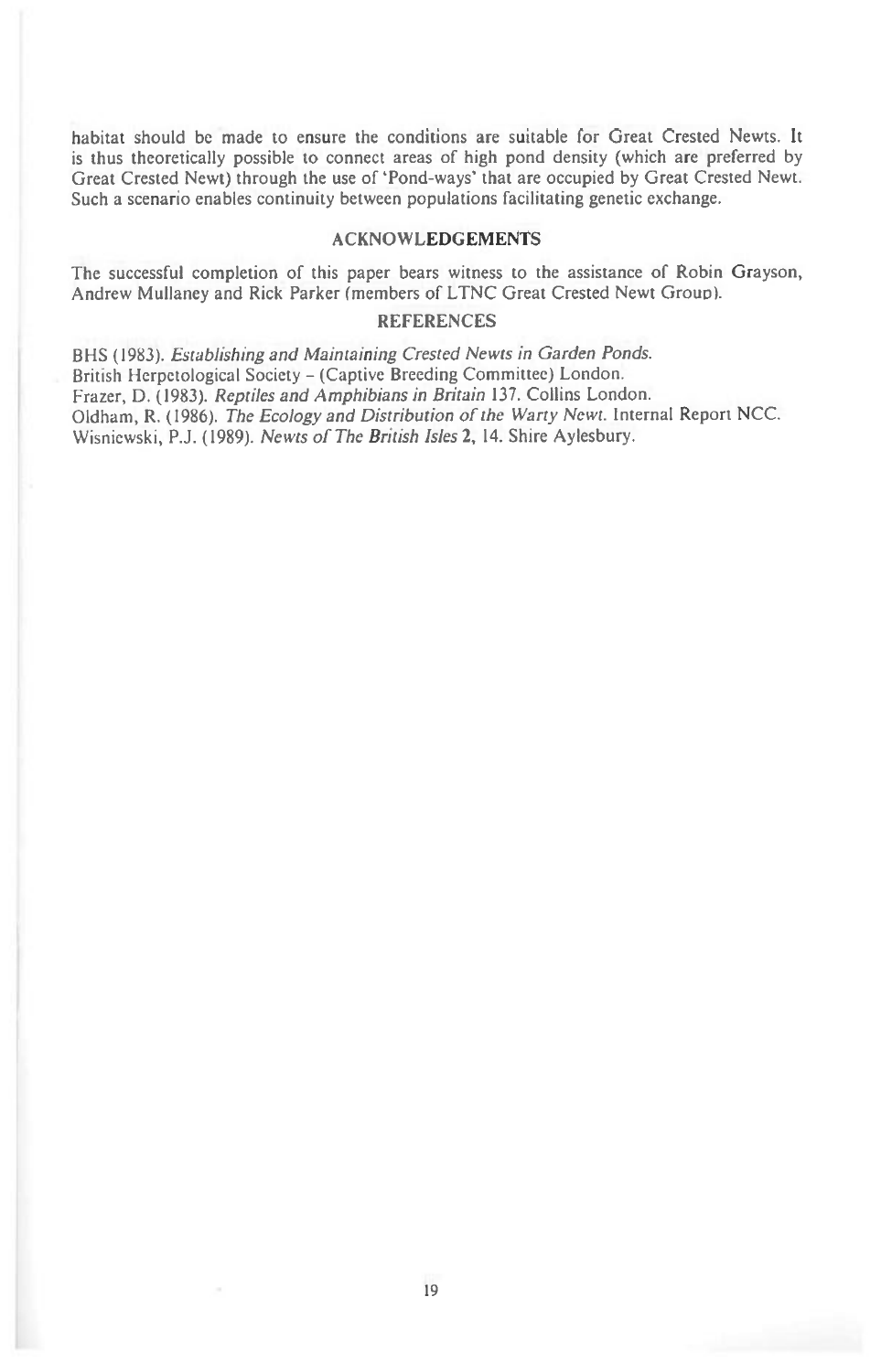habitat should be made to ensure the conditions are suitable for Great Crested Newts. It is thus theoretically possible to connect areas of high pond density (which are preferred by Great Crested Newt) through the use of 'Pond-ways' that are occupied by Great Crested Newt. Such a scenario enables continuity between populations facilitating genetic exchange.

## ACKNOWLEDGEMENTS

The successful completion of this paper bears witness to the assistance of Robin Grayson, Andrew Mullaney and Rick Parker (members of LTNC Great Crested Newt Group).

## REFERENCES

BHS (1983). *Establishing and Maintaining Crested Newts in Garden Ponds.* British Herpetological Society – (Captive Breeding Committee) London.

Frazer, D. (1983). *Reptiles and Amphibians in Britain* 137. Collins London.

Oldham, R. (1986). *The Ecology and Distribution of the Warty Newt.* Internal Report NCC.

Wisniewski, P.J. (1989). *Newts of The British Isles* **2**, 14. Shire Aylesbury.